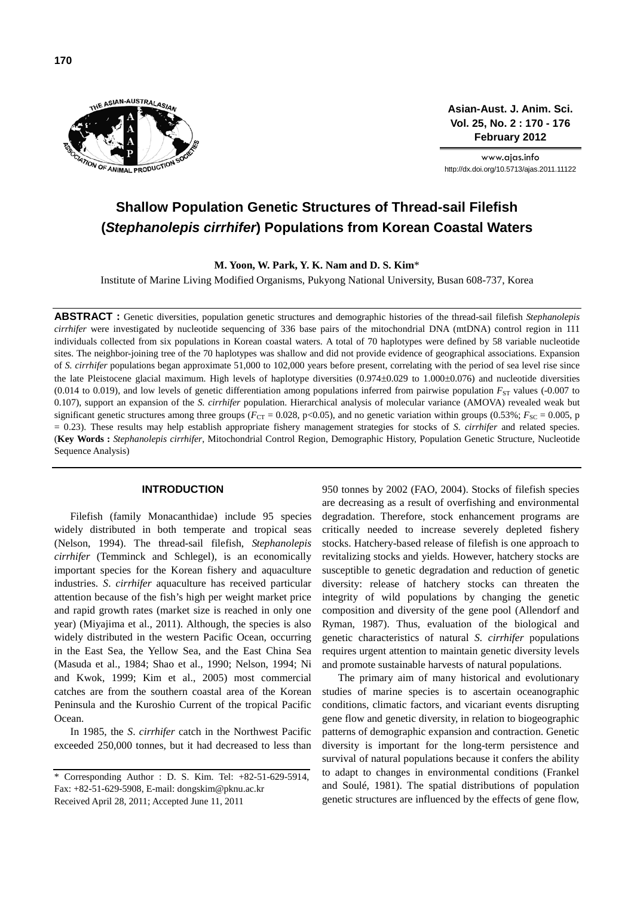# Shallow Population Genetic Structures of Thread-sail Filefish (*Stephanolepis cirrhifer*) Populations from Korean Coastal Waters

**M. Yoon, W. Park, Y. K. Nam and D. S. Kim***

Institute of Marine Living Modified Organisms, Pukyong National University, Busan 608-737, Korea

**ABSTRACT :** Genetic diversities, population genetic structures and demographic histories of the thread-sail filefish *Stephanolepis cirrhifer* were investigated by nucleotide sequencing of 336 base pairs of the mitochondrial DNA (mtDNA) control region in 111 individuals collected from six populations in Korean coastal waters. A total of 70 haplotypes were defined by 58 variable nucleotide sites. The neighbor-joining tree of the 70 haplotypes was shallow and did not provide evidence of geographical associations. Expansion of *S. cirrhifer* populations began approximate 51,000 to 102,000 years before present, correlating with the period of sea level rise since the late Pleistocene glacial maximum. High levels of haplotype diversities (0.974±0.029 to 1.000±0.076) and nucleotide diversities (0.014 to 0.019), and low levels of genetic differentiation among populations inferred from pairwise population $F_{ST}$ values (-0.007 to 0.107), support an expansion of the *S. cirrhifer* population. Hierarchical analysis of molecular variance (AMOVA) revealed weak but significant genetic structures among three groups ($F_{CT}$ = 0.028, $p<0.05$), and no genetic variation within groups (0.53%; $F_{SC}$ = 0.005, $p$ = 0.23). These results may help establish appropriate fishery management strategies for stocks of *S. cirrhifer* and related species. (**Key Words :** *Stephanolepis cirrhifer*, Mitochondrial Control Region, Demographic History, Population Genetic Structure, Nucleotide Sequence Analysis)

## INTRODUCTION

Filefish (family Monacanthidae) include 95 species widely distributed in both temperate and tropical seas (Nelson, 1994). The thread-sail filefish, *Stephanolepis cirrhifer* (Temminck and Schlegel), is an economically important species for the Korean fishery and aquaculture industries. *S. cirrhifer* aquaculture has received particular attention because of the fish's high per weight market price and rapid growth rates (market size is reached in only one year) (Miyajima et al., 2011). Although, the species is also widely distributed in the western Pacific Ocean, occurring in the East Sea, the Yellow Sea, and the East China Sea (Masuda et al., 1984; Shao et al., 1990; Nelson, 1994; Ni and Kwok, 1999; Kim et al., 2005) most commercial catches are from the southern coastal area of the Korean Peninsula and the Kuroshio Current of the tropical Pacific Ocean.

In 1985, the *S. cirrhifer* catch in the Northwest Pacific exceeded 250,000 tonnes, but it had decreased to less than 950 tonnes by 2002 (FAO, 2004). Stocks of filefish species are decreasing as a result of overfishing and environmental degradation. Therefore, stock enhancement programs are critically needed to increase severely depleted fishery stocks. Hatchery-based release of filefish is one approach to revitalizing stocks and yields. However, hatchery stocks are susceptible to genetic degradation and reduction of genetic diversity: release of hatchery stocks can threaten the integrity of wild populations by changing the genetic composition and diversity of the gene pool (Allendorf and Ryman, 1987). Thus, evaluation of the biological and genetic characteristics of natural *S. cirrhifer* populations requires urgent attention to maintain genetic diversity levels and promote sustainable harvests of natural populations.

The primary aim of many historical and evolutionary studies of marine species is to ascertain oceanographic conditions, climatic factors, and vicariant events disrupting gene flow and genetic diversity, in relation to biogeographic patterns of demographic expansion and contraction. Genetic diversity is important for the long-term persistence and survival of natural populations because it confers the ability to adapt to changes in environmental conditions (Frankel and Soulé, 1981). The spatial distributions of population genetic structures are influenced by the effects of gene flow,

\* Corresponding Author : D. S. Kim. Tel: +82-51-629-5914, Fax: +82-51-629-5908, E-mail: dongskim@pknu.ac.kr
Received April 28, 2011; Accepted June 11, 2011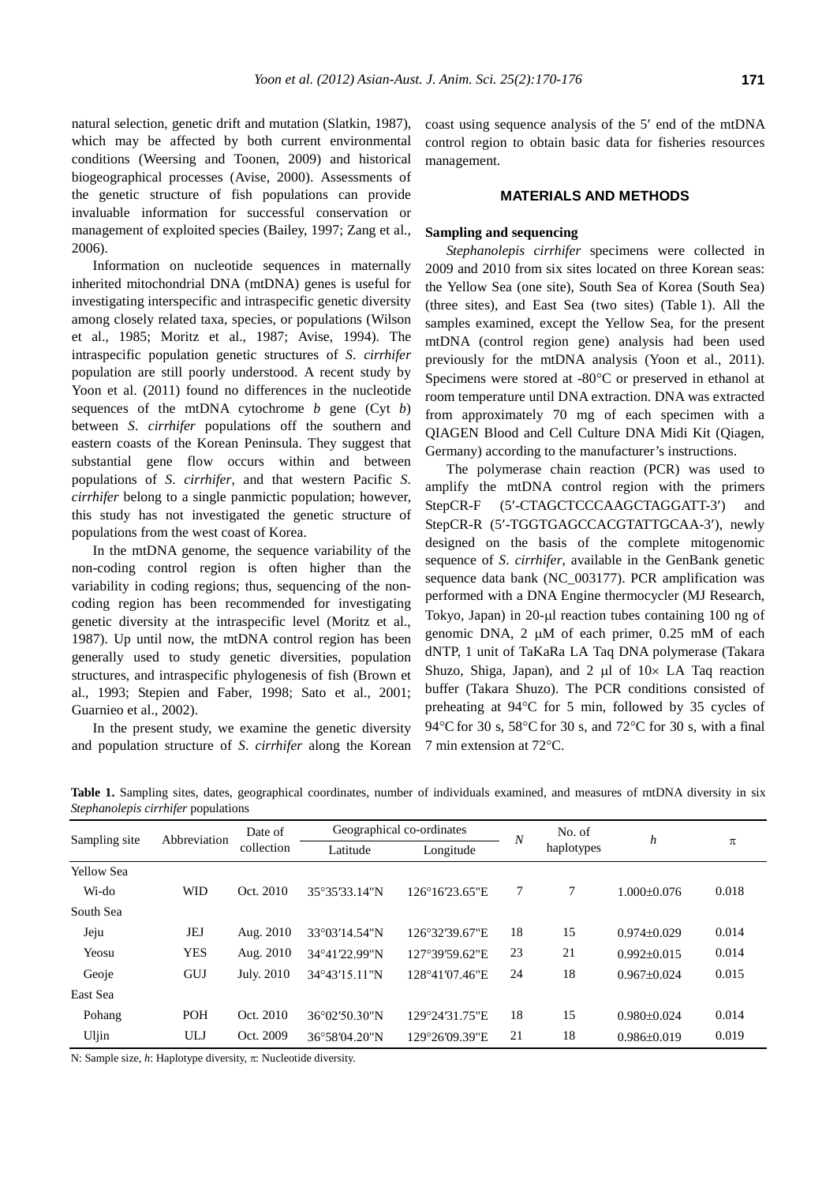natural selection, genetic drift and mutation (Slatkin, 1987), which may be affected by both current environmental conditions (Weersing and Toonen, 2009) and historical biogeographical processes (Avise, 2000). Assessments of the genetic structure of fish populations can provide invaluable information for successful conservation or management of exploited species (Bailey, 1997; Zang et al., 2006).

Information on nucleotide sequences in maternally inherited mitochondrial DNA (mtDNA) genes is useful for investigating interspecific and intraspecific genetic diversity among closely related taxa, species, or populations (Wilson et al., 1985; Moritz et al., 1987; Avise, 1994). The intraspecific population genetic structures of *S. cirrhifer* population are still poorly understood. A recent study by Yoon et al. (2011) found no differences in the nucleotide sequences of the mtDNA cytochrome *b* gene (Cyt *b*) between *S. cirrhifer* populations off the southern and eastern coasts of the Korean Peninsula. They suggest that substantial gene flow occurs within and between populations of *S. cirrhifer*, and that western Pacific *S. cirrhifer* belong to a single panmictic population; however, this study has not investigated the genetic structure of populations from the west coast of Korea.

In the mtDNA genome, the sequence variability of the non-coding control region is often higher than the variability in coding regions; thus, sequencing of the non-coding region has been recommended for investigating genetic diversity at the intraspecific level (Moritz et al., 1987). Up until now, the mtDNA control region has been generally used to study genetic diversities, population structures, and intraspecific phylogenesis of fish (Brown et al., 1993; Stepien and Faber, 1998; Sato et al., 2001; Guarnieo et al., 2002).

In the present study, we examine the genetic diversity and population structure of *S. cirrhifer* along the Korean coast using sequence analysis of the 5′ end of the mtDNA control region to obtain basic data for fisheries resources management.

## MATERIALS AND METHODS

### Sampling and sequencing

*Stephanolepis cirrhifer* specimens were collected in 2009 and 2010 from six sites located on three Korean seas: the Yellow Sea (one site), South Sea of Korea (South Sea) (three sites), and East Sea (two sites) (Table 1). All the samples examined, except the Yellow Sea, for the present mtDNA (control region gene) analysis had been used previously for the mtDNA analysis (Yoon et al., 2011). Specimens were stored at -80°C or preserved in ethanol at room temperature until DNA extraction. DNA was extracted from approximately 70 mg of each specimen with a QIAGEN Blood and Cell Culture DNA Midi Kit (Qiagen, Germany) according to the manufacturer's instructions.

The polymerase chain reaction (PCR) was used to amplify the mtDNA control region with the primers StepCR-F (5′-CTAGCTCCCAAGCTAGGATT-3′) and StepCR-R (5′-TGGTGAGCCACGTATTGCAA-3′), newly designed on the basis of the complete mitogenomic sequence of *S. cirrhifer*, available in the GenBank genetic sequence data bank (NC_003177). PCR amplification was performed with a DNA Engine thermocycler (MJ Research, Tokyo, Japan) in 20-μl reaction tubes containing 100 ng of genomic DNA, 2 μM of each primer, 0.25 mM of each dNTP, 1 unit of TaKaRa LA Taq DNA polymerase (Takara Shuzo, Shiga, Japan), and 2 μl of 10× LA Taq reaction buffer (Takara Shuzo). The PCR conditions consisted of preheating at 94°C for 5 min, followed by 35 cycles of 94°C for 30 s, 58°C for 30 s, and 72°C for 30 s, with a final 7 min extension at 72°C.

**Table 1.** Sampling sites, dates, geographical coordinates, number of individuals examined, and measures of mtDNA diversity in six *Stephanolepis cirrhifer* populations

| Sampling site | Abbreviation | Date of collection | Geographical co-ordinates | | *N* | No. of haplotypes | *h* | π |
|---|---|---|---|---|---|---|---|---|
| | | | Latitude | Longitude | | | | |
| Yellow Sea | | | | | | | | |
| Wi-do | WID | Oct. 2010 | 35°35′33.14″N | 126°16′23.65″E | 7 | 7 | 1.000±0.076 | 0.018 |
| South Sea | | | | | | | | |
| Jeju | JEJ | Aug. 2010 | 33°03′14.54″N | 126°32′39.67″E | 18 | 15 | 0.974±0.029 | 0.014 |
| Yeosu | YES | Aug. 2010 | 34°41′22.99″N | 127°39′59.62″E | 23 | 21 | 0.992±0.015 | 0.014 |
| Geoje | GUJ | July. 2010 | 34°43′15.11″N | 128°41′07.46″E | 24 | 18 | 0.967±0.024 | 0.015 |
| East Sea | | | | | | | | |
| Pohang | POH | Oct. 2010 | 36°02′50.30″N | 129°24′31.75″E | 18 | 15 | 0.980±0.024 | 0.014 |
| Uljin | ULJ | Oct. 2009 | 36°58′04.20″N | 129°26′09.39″E | 21 | 18 | 0.986±0.019 | 0.019 |

N: Sample size, *h*: Haplotype diversity, π: Nucleotide diversity.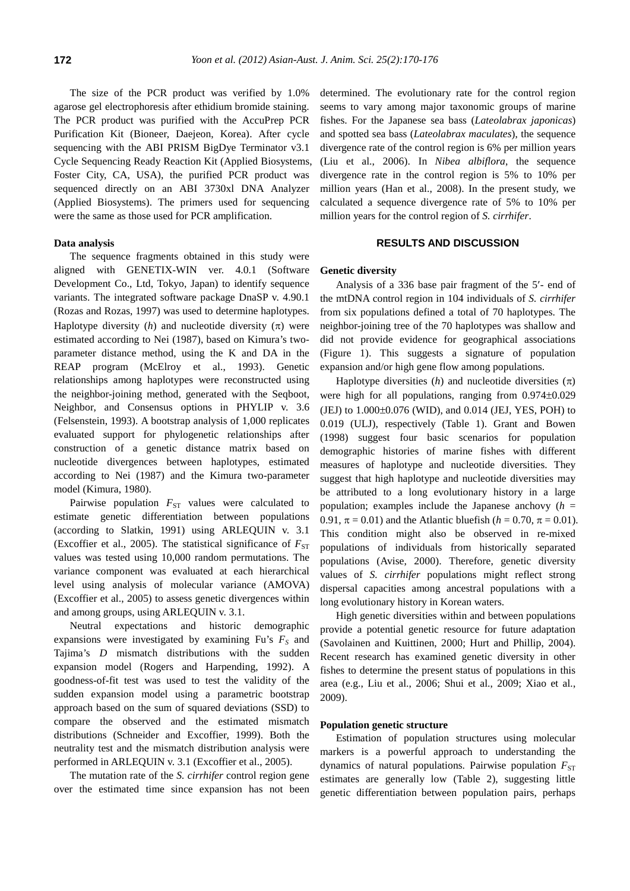The size of the PCR product was verified by 1.0% agarose gel electrophoresis after ethidium bromide staining. The PCR product was purified with the AccuPrep PCR Purification Kit (Bioneer, Daejeon, Korea). After cycle sequencing with the ABI PRISM BigDye Terminator v3.1 Cycle Sequencing Ready Reaction Kit (Applied Biosystems, Foster City, CA, USA), the purified PCR product was sequenced directly on an ABI 3730xl DNA Analyzer (Applied Biosystems). The primers used for sequencing were the same as those used for PCR amplification.

#### Data analysis

The sequence fragments obtained in this study were aligned with GENETIX-WIN ver. 4.0.1 (Software Development Co., Ltd, Tokyo, Japan) to identify sequence variants. The integrated software package DnaSP v. 4.90.1 (Rozas and Rozas, 1997) was used to determine haplotypes. Haplotype diversity ($h$) and nucleotide diversity ($\pi$) were estimated according to Nei (1987), based on Kimura's two-parameter distance method, using the K and DA in the REAP program (McElroy et al., 1993). Genetic relationships among haplotypes were reconstructed using the neighbor-joining method, generated with the Seqboot, Neighbor, and Consensus options in PHYLIP v. 3.6 (Felsenstein, 1993). A bootstrap analysis of 1,000 replicates evaluated support for phylogenetic relationships after construction of a genetic distance matrix based on nucleotide divergences between haplotypes, estimated according to Nei (1987) and the Kimura two-parameter model (Kimura, 1980).

Pairwise population $F_{ST}$ values were calculated to estimate genetic differentiation between populations (according to Slatkin, 1991) using ARLEQUIN v. 3.1 (Excoffier et al., 2005). The statistical significance of $F_{ST}$ values was tested using 10,000 random permutations. The variance component was evaluated at each hierarchical level using analysis of molecular variance (AMOVA) (Excoffier et al., 2005) to assess genetic divergences within and among groups, using ARLEQUIN v. 3.1.

Neutral expectations and historic demographic expansions were investigated by examining Fu's $F_S$ and Tajima's $D$ mismatch distributions with the sudden expansion model (Rogers and Harpending, 1992). A goodness-of-fit test was used to test the validity of the sudden expansion model using a parametric bootstrap approach based on the sum of squared deviations (SSD) to compare the observed and the estimated mismatch distributions (Schneider and Excoffier, 1999). Both the neutrality test and the mismatch distribution analysis were performed in ARLEQUIN v. 3.1 (Excoffier et al., 2005).

The mutation rate of the *S. cirrhifer* control region gene over the estimated time since expansion has not been determined. The evolutionary rate for the control region seems to vary among major taxonomic groups of marine fishes. For the Japanese sea bass (*Lateolabrax japonicas*) and spotted sea bass (*Lateolabrax maculates*), the sequence divergence rate of the control region is 6% per million years (Liu et al., 2006). In *Nibea albiflora*, the sequence divergence rate in the control region is 5% to 10% per million years (Han et al., 2008). In the present study, we calculated a sequence divergence rate of 5% to 10% per million years for the control region of *S. cirrhifer*.

## RESULTS AND DISCUSSION

#### Genetic diversity

Analysis of a 336 base pair fragment of the 5′- end of the mtDNA control region in 104 individuals of *S. cirrhifer* from six populations defined a total of 70 haplotypes. The neighbor-joining tree of the 70 haplotypes was shallow and did not provide evidence for geographical associations (Figure 1). This suggests a signature of population expansion and/or high gene flow among populations.

Haplotype diversities ($h$) and nucleotide diversities ($\pi$) were high for all populations, ranging from 0.974±0.029 (JEJ) to 1.000±0.076 (WID), and 0.014 (JEJ, YES, POH) to 0.019 (ULJ), respectively (Table 1). Grant and Bowen (1998) suggest four basic scenarios for population demographic histories of marine fishes with different measures of haplotype and nucleotide diversities. They suggest that high haplotype and nucleotide diversities may be attributed to a long evolutionary history in a large population; examples include the Japanese anchovy ($h$ = 0.91, $\pi$ = 0.01) and the Atlantic bluefish ($h$ = 0.70, $\pi$ = 0.01). This condition might also be observed in re-mixed populations of individuals from historically separated populations (Avise, 2000). Therefore, genetic diversity values of *S. cirrhifer* populations might reflect strong dispersal capacities among ancestral populations with a long evolutionary history in Korean waters.

High genetic diversities within and between populations provide a potential genetic resource for future adaptation (Savolainen and Kuittinen, 2000; Hurt and Phillip, 2004). Recent research has examined genetic diversity in other fishes to determine the present status of populations in this area (e.g., Liu et al., 2006; Shui et al., 2009; Xiao et al., 2009).

#### Population genetic structure

Estimation of population structures using molecular markers is a powerful approach to understanding the dynamics of natural populations. Pairwise population $F_{ST}$ estimates are generally low (Table 2), suggesting little genetic differentiation between population pairs, perhaps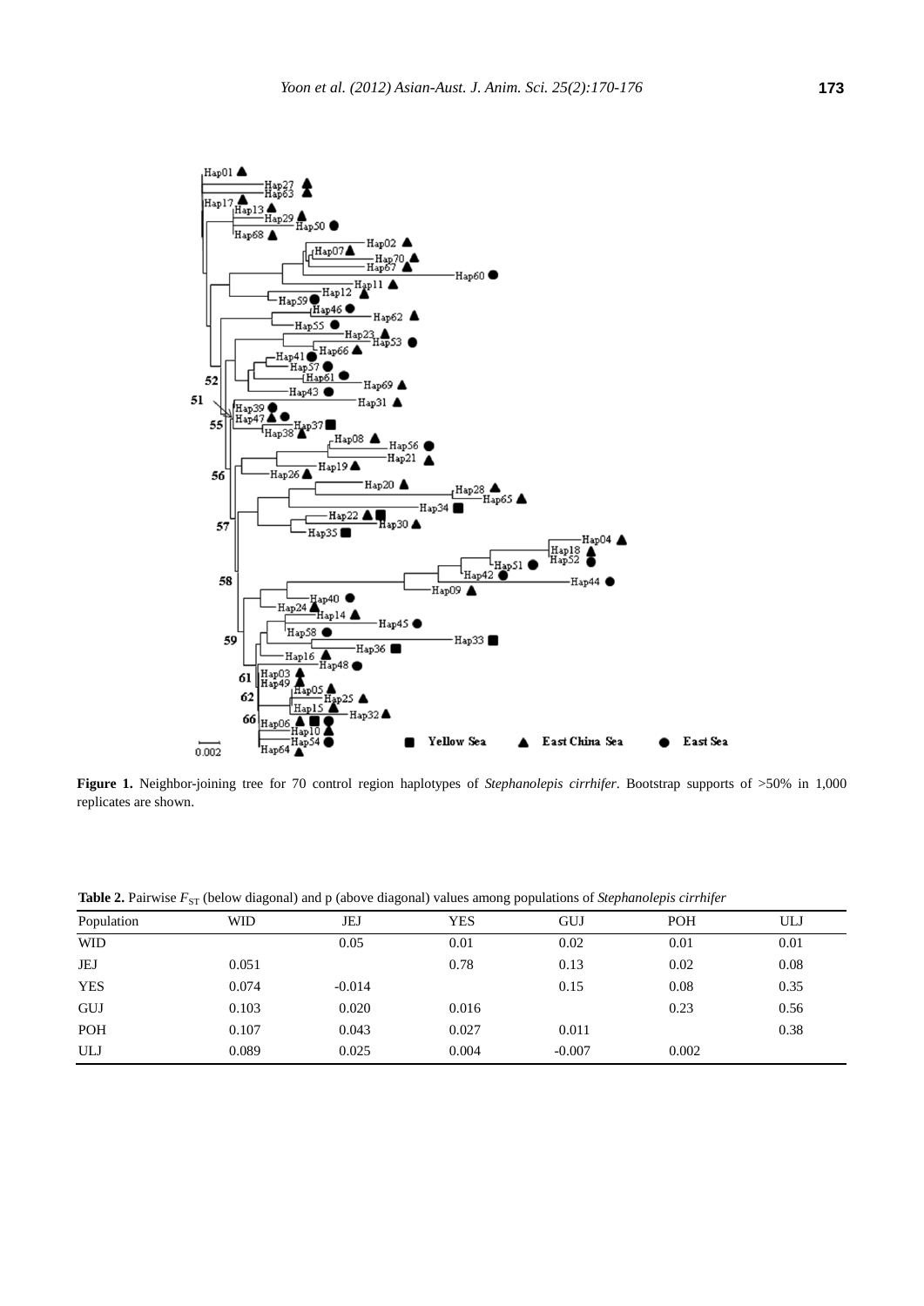**Figure 1.** Neighbor-joining tree for 70 control region haplotypes of *Stephanolepis cirrhifer*. Bootstrap supports of >50% in 1,000 replicates are shown.

**Table 2.** Pairwise $F_{ST}$ (below diagonal) and p (above diagonal) values among populations of *Stephanolepis cirrhifer*

| Population | WID | JEJ | YES | GUJ | POH | ULJ |
|---|---|---|---|---|---|---|
| WID | | 0.05 | 0.01 | 0.02 | 0.01 | 0.01 |
| JEJ | 0.051 | | 0.78 | 0.13 | 0.02 | 0.08 |
| YES | 0.074 | -0.014 | | 0.15 | 0.08 | 0.35 |
| GUJ | 0.103 | 0.020 | 0.016 | | 0.23 | 0.56 |
| POH | 0.107 | 0.043 | 0.027 | 0.011 | | 0.38 |
| ULJ | 0.089 | 0.025 | 0.004 | -0.007 | 0.002 | |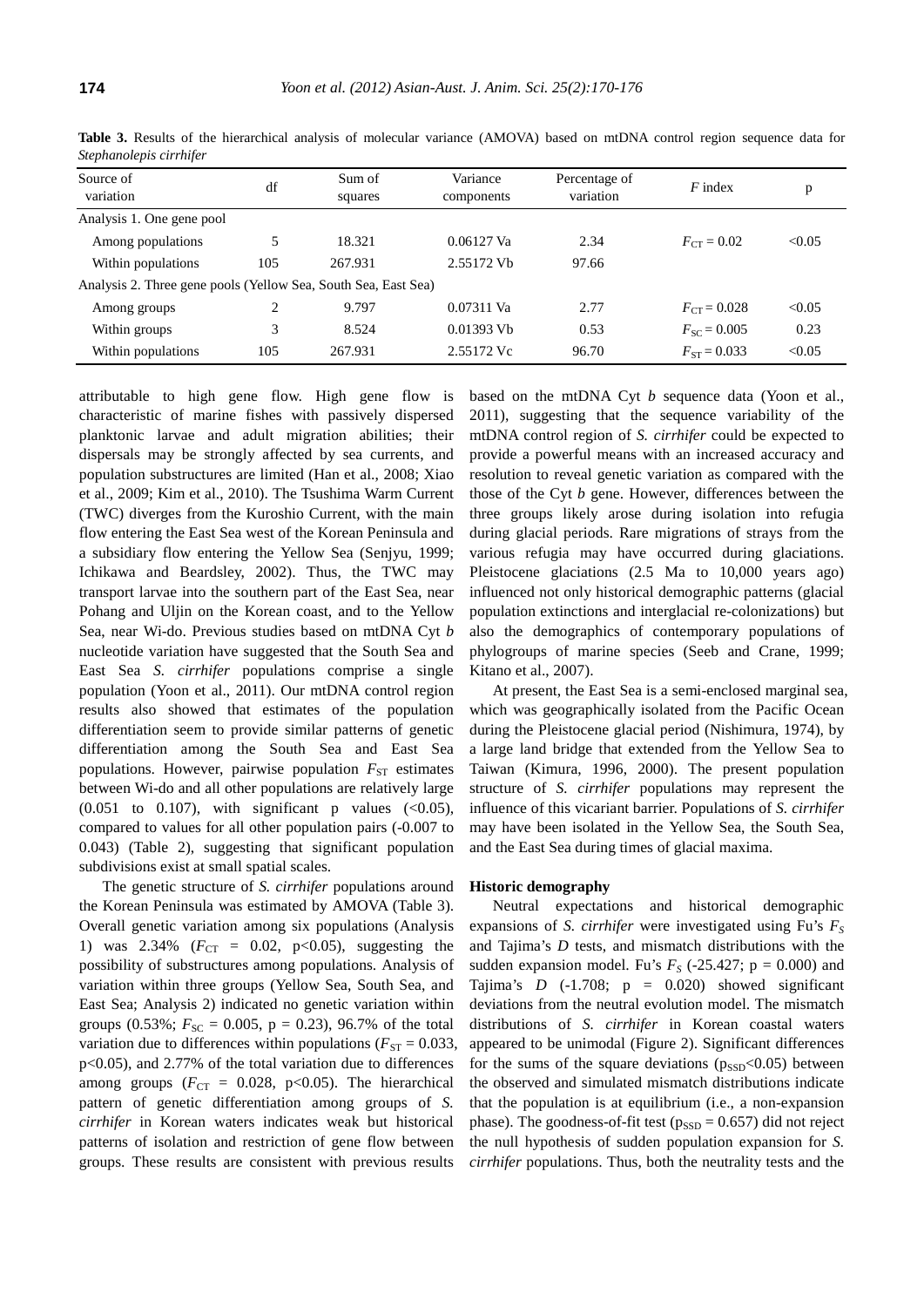**Table 3.** Results of the hierarchical analysis of molecular variance (AMOVA) based on mtDNA control region sequence data for *Stephanolepis cirrhifer*

| Source of variation | df | Sum of squares | Variance components | Percentage of variation | *F* index | p |
|---|---|---|---|---|---|---|
| Analysis 1. One gene pool | | | | | | |
| Among populations | 5 | 18.321 | 0.06127 Va | 2.34 | $F_{CT} = 0.02$ | <0.05 |
| Within populations | 105 | 267.931 | 2.55172 Vb | 97.66 | | |
| Analysis 2. Three gene pools (Yellow Sea, South Sea, East Sea) | | | | | | |
| Among groups | 2 | 9.797 | 0.07311 Va | 2.77 | $F_{CT} = 0.028$ | <0.05 |
| Within groups | 3 | 8.524 | 0.01393 Vb | 0.53 | $F_{SC} = 0.005$ | 0.23 |
| Within populations | 105 | 267.931 | 2.55172 Vc | 96.70 | $F_{ST} = 0.033$ | <0.05 |

attributable to high gene flow. High gene flow is characteristic of marine fishes with passively dispersed planktonic larvae and adult migration abilities; their dispersals may be strongly affected by sea currents, and population substructures are limited (Han et al., 2008; Xiao et al., 2009; Kim et al., 2010). The Tsushima Warm Current (TWC) diverges from the Kuroshio Current, with the main flow entering the East Sea west of the Korean Peninsula and a subsidiary flow entering the Yellow Sea (Senjyu, 1999; Ichikawa and Beardsley, 2002). Thus, the TWC may transport larvae into the southern part of the East Sea, near Pohang and Uljin on the Korean coast, and to the Yellow Sea, near Wi-do. Previous studies based on mtDNA Cyt *b* nucleotide variation have suggested that the South Sea and East Sea *S. cirrhifer* populations comprise a single population (Yoon et al., 2011). Our mtDNA control region results also showed that estimates of the population differentiation seem to provide similar patterns of genetic differentiation among the South Sea and East Sea populations. However, pairwise population $F_{ST}$ estimates between Wi-do and all other populations are relatively large (0.051 to 0.107), with significant p values (<0.05), compared to values for all other population pairs (-0.007 to 0.043) (Table 2), suggesting that significant population subdivisions exist at small spatial scales.

The genetic structure of *S. cirrhifer* populations around the Korean Peninsula was estimated by AMOVA (Table 3). Overall genetic variation among six populations (Analysis 1) was 2.34% ($F_{CT}$ = 0.02, p<0.05), suggesting the possibility of substructures among populations. Analysis of variation within three groups (Yellow Sea, South Sea, and East Sea; Analysis 2) indicated no genetic variation within groups (0.53%; $F_{SC}$ = 0.005, p = 0.23), 96.7% of the total variation due to differences within populations ($F_{ST}$ = 0.033, p<0.05), and 2.77% of the total variation due to differences among groups ($F_{CT}$ = 0.028, p<0.05). The hierarchical pattern of genetic differentiation among groups of *S. cirrhifer* in Korean waters indicates weak but historical patterns of isolation and restriction of gene flow between groups. These results are consistent with previous results based on the mtDNA Cyt *b* sequence data (Yoon et al., 2011), suggesting that the sequence variability of the mtDNA control region of *S. cirrhifer* could be expected to provide a powerful means with an increased accuracy and resolution to reveal genetic variation as compared with the those of the Cyt *b* gene. However, differences between the three groups likely arose during isolation into refugia during glacial periods. Rare migrations of strays from the various refugia may have occurred during glaciations. Pleistocene glaciations (2.5 Ma to 10,000 years ago) influenced not only historical demographic patterns (glacial population extinctions and interglacial re-colonizations) but also the demographics of contemporary populations of phylogroups of marine species (Seeb and Crane, 1999; Kitano et al., 2007).

At present, the East Sea is a semi-enclosed marginal sea, which was geographically isolated from the Pacific Ocean during the Pleistocene glacial period (Nishimura, 1974), by a large land bridge that extended from the Yellow Sea to Taiwan (Kimura, 1996, 2000). The present population structure of *S. cirrhifer* populations may represent the influence of this vicariant barrier. Populations of *S. cirrhifer* may have been isolated in the Yellow Sea, the South Sea, and the East Sea during times of glacial maxima.

### Historic demography

Neutral expectations and historical demographic expansions of *S. cirrhifer* were investigated using Fu's $F_S$ and Tajima's *D* tests, and mismatch distributions with the sudden expansion model. Fu's $F_S$ (-25.427; p = 0.000) and Tajima's *D* (-1.708; p = 0.020) showed significant deviations from the neutral evolution model. The mismatch distributions of *S. cirrhifer* in Korean coastal waters appeared to be unimodal (Figure 2). Significant differences for the sums of the square deviations ($p_{SSD}$<0.05) between the observed and simulated mismatch distributions indicate that the population is at equilibrium (i.e., a non-expansion phase). The goodness-of-fit test ($p_{SSD}$ = 0.657) did not reject the null hypothesis of sudden population expansion for *S. cirrhifer* populations. Thus, both the neutrality tests and the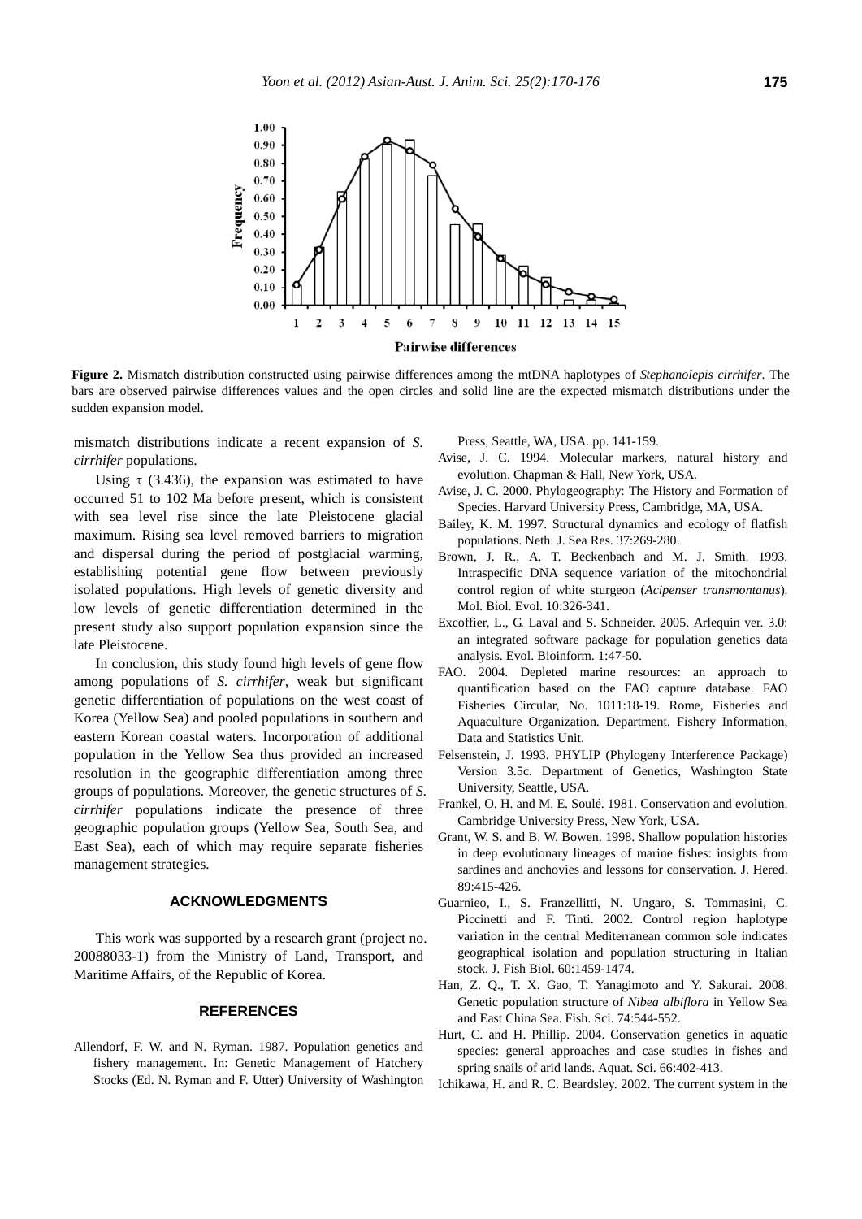**Figure 2.** Mismatch distribution constructed using pairwise differences among the mtDNA haplotypes of *Stephanolepis cirrhifer*. The bars are observed pairwise differences values and the open circles and solid line are the expected mismatch distributions under the sudden expansion model.

mismatch distributions indicate a recent expansion of *S. cirrhifer* populations.

Using $\tau$ (3.436), the expansion was estimated to have occurred 51 to 102 Ma before present, which is consistent with sea level rise since the late Pleistocene glacial maximum. Rising sea level removed barriers to migration and dispersal during the period of postglacial warming, establishing potential gene flow between previously isolated populations. High levels of genetic diversity and low levels of genetic differentiation determined in the present study also support population expansion since the late Pleistocene.

In conclusion, this study found high levels of gene flow among populations of *S. cirrhifer*, weak but significant genetic differentiation of populations on the west coast of Korea (Yellow Sea) and pooled populations in southern and eastern Korean coastal waters. Incorporation of additional population in the Yellow Sea thus provided an increased resolution in the geographic differentiation among three groups of populations. Moreover, the genetic structures of *S. cirrhifer* populations indicate the presence of three geographic population groups (Yellow Sea, South Sea, and East Sea), each of which may require separate fisheries management strategies.

## ACKNOWLEDGMENTS

This work was supported by a research grant (project no. 20088033-1) from the Ministry of Land, Transport, and Maritime Affairs, of the Republic of Korea.

## REFERENCES

Allendorf, F. W. and N. Ryman. 1987. Population genetics and fishery management. In: Genetic Management of Hatchery Stocks (Ed. N. Ryman and F. Utter) University of Washington Press, Seattle, WA, USA. pp. 141-159.

Avise, J. C. 1994. Molecular markers, natural history and evolution. Chapman & Hall, New York, USA.

Avise, J. C. 2000. Phylogeography: The History and Formation of Species. Harvard University Press, Cambridge, MA, USA.

Bailey, K. M. 1997. Structural dynamics and ecology of flatfish populations. Neth. J. Sea Res. 37:269-280.

Brown, J. R., A. T. Beckenbach and M. J. Smith. 1993. Intraspecific DNA sequence variation of the mitochondrial control region of white sturgeon (*Acipenser transmontanus*). Mol. Biol. Evol. 10:326-341.

Excoffier, L., G. Laval and S. Schneider. 2005. Arlequin ver. 3.0: an integrated software package for population genetics data analysis. Evol. Bioinform. 1:47-50.

FAO. 2004. Depleted marine resources: an approach to quantification based on the FAO capture database. FAO Fisheries Circular, No. 1011:18-19. Rome, Fisheries and Aquaculture Organization. Department, Fishery Information, Data and Statistics Unit.

Felsenstein, J. 1993. PHYLIP (Phylogeny Interference Package) Version 3.5c. Department of Genetics, Washington State University, Seattle, USA.

Frankel, O. H. and M. E. Soulé. 1981. Conservation and evolution. Cambridge University Press, New York, USA.

Grant, W. S. and B. W. Bowen. 1998. Shallow population histories in deep evolutionary lineages of marine fishes: insights from sardines and anchovies and lessons for conservation. J. Hered. 89:415-426.

Guarnieo, I., S. Franzellitti, N. Ungaro, S. Tommasini, C. Piccinetti and F. Tinti. 2002. Control region haplotype variation in the central Mediterranean common sole indicates geographical isolation and population structuring in Italian stock. J. Fish Biol. 60:1459-1474.

Han, Z. Q., T. X. Gao, T. Yanagimoto and Y. Sakurai. 2008. Genetic population structure of *Nibea albiflora* in Yellow Sea and East China Sea. Fish. Sci. 74:544-552.

Hurt, C. and H. Phillip. 2004. Conservation genetics in aquatic species: general approaches and case studies in fishes and spring snails of arid lands. Aquat. Sci. 66:402-413.

Ichikawa, H. and R. C. Beardsley. 2002. The current system in the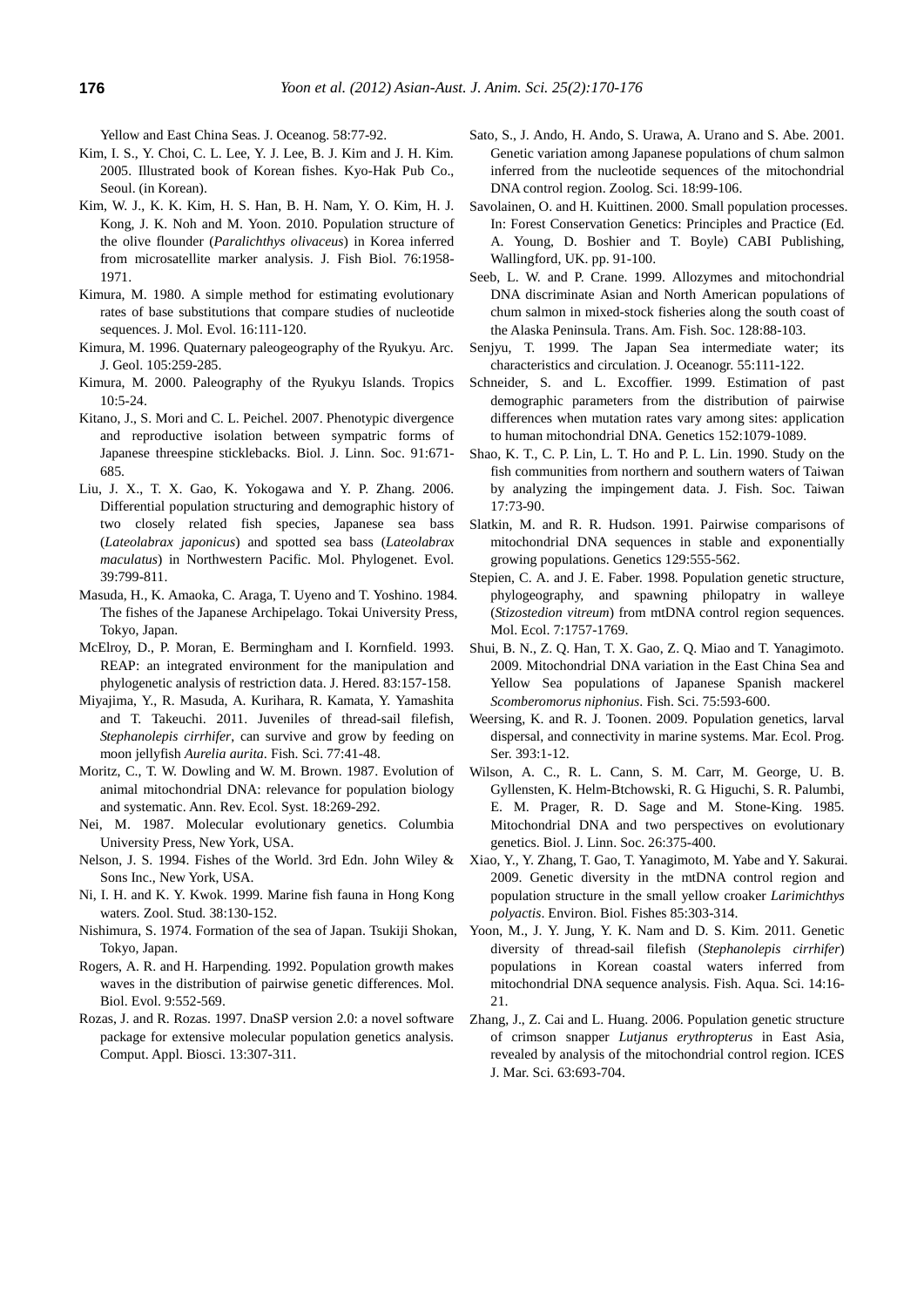Yellow and East China Seas. J. Oceanog. 58:77-92.

Kim, I. S., Y. Choi, C. L. Lee, Y. J. Lee, B. J. Kim and J. H. Kim. 2005. Illustrated book of Korean fishes. Kyo-Hak Pub Co., Seoul. (in Korean).

Kim, W. J., K. K. Kim, H. S. Han, B. H. Nam, Y. O. Kim, H. J. Kong, J. K. Noh and M. Yoon. 2010. Population structure of the olive flounder (*Paralichthys olivaceus*) in Korea inferred from microsatellite marker analysis. J. Fish Biol. 76:1958-1971.

Kimura, M. 1980. A simple method for estimating evolutionary rates of base substitutions that compare studies of nucleotide sequences. J. Mol. Evol. 16:111-120.

Kimura, M. 1996. Quaternary paleogeography of the Ryukyu. Arc. J. Geol. 105:259-285.

Kimura, M. 2000. Paleography of the Ryukyu Islands. Tropics 10:5-24.

Kitano, J., S. Mori and C. L. Peichel. 2007. Phenotypic divergence and reproductive isolation between sympatric forms of Japanese threespine sticklebacks. Biol. J. Linn. Soc. 91:671-685.

Liu, J. X., T. X. Gao, K. Yokogawa and Y. P. Zhang. 2006. Differential population structuring and demographic history of two closely related fish species, Japanese sea bass (*Lateolabrax japonicus*) and spotted sea bass (*Lateolabrax maculatus*) in Northwestern Pacific. Mol. Phylogenet. Evol. 39:799-811.

Masuda, H., K. Amaoka, C. Araga, T. Uyeno and T. Yoshino. 1984. The fishes of the Japanese Archipelago. Tokai University Press, Tokyo, Japan.

McElroy, D., P. Moran, E. Bermingham and I. Kornfield. 1993. REAP: an integrated environment for the manipulation and phylogenetic analysis of restriction data. J. Hered. 83:157-158.

Miyajima, Y., R. Masuda, A. Kurihara, R. Kamata, Y. Yamashita and T. Takeuchi. 2011. Juveniles of thread-sail filefish, *Stephanolepis cirrhifer*, can survive and grow by feeding on moon jellyfish *Aurelia aurita*. Fish. Sci. 77:41-48.

Moritz, C., T. W. Dowling and W. M. Brown. 1987. Evolution of animal mitochondrial DNA: relevance for population biology and systematic. Ann. Rev. Ecol. Syst. 18:269-292.

Nei, M. 1987. Molecular evolutionary genetics. Columbia University Press, New York, USA.

Nelson, J. S. 1994. Fishes of the World. 3rd Edn. John Wiley & Sons Inc., New York, USA.

Ni, I. H. and K. Y. Kwok. 1999. Marine fish fauna in Hong Kong waters. Zool. Stud. 38:130-152.

Nishimura, S. 1974. Formation of the sea of Japan. Tsukiji Shokan, Tokyo, Japan.

Rogers, A. R. and H. Harpending. 1992. Population growth makes waves in the distribution of pairwise genetic differences. Mol. Biol. Evol. 9:552-569.

Rozas, J. and R. Rozas. 1997. DnaSP version 2.0: a novel software package for extensive molecular population genetics analysis. Comput. Appl. Biosci. 13:307-311.

Sato, S., J. Ando, H. Ando, S. Urawa, A. Urano and S. Abe. 2001. Genetic variation among Japanese populations of chum salmon inferred from the nucleotide sequences of the mitochondrial DNA control region. Zoolog. Sci. 18:99-106.

Savolainen, O. and H. Kuittinen. 2000. Small population processes. In: Forest Conservation Genetics: Principles and Practice (Ed. A. Young, D. Boshier and T. Boyle) CABI Publishing, Wallingford, UK. pp. 91-100.

Seeb, L. W. and P. Crane. 1999. Allozymes and mitochondrial DNA discriminate Asian and North American populations of chum salmon in mixed-stock fisheries along the south coast of the Alaska Peninsula. Trans. Am. Fish. Soc. 128:88-103.

Senjyu, T. 1999. The Japan Sea intermediate water; its characteristics and circulation. J. Oceanogr. 55:111-122.

Schneider, S. and L. Excoffier. 1999. Estimation of past demographic parameters from the distribution of pairwise differences when mutation rates vary among sites: application to human mitochondrial DNA. Genetics 152:1079-1089.

Shao, K. T., C. P. Lin, L. T. Ho and P. L. Lin. 1990. Study on the fish communities from northern and southern waters of Taiwan by analyzing the impingement data. J. Fish. Soc. Taiwan 17:73-90.

Slatkin, M. and R. R. Hudson. 1991. Pairwise comparisons of mitochondrial DNA sequences in stable and exponentially growing populations. Genetics 129:555-562.

Stepien, C. A. and J. E. Faber. 1998. Population genetic structure, phylogeography, and spawning philopatry in walleye (*Stizostedion vitreum*) from mtDNA control region sequences. Mol. Ecol. 7:1757-1769.

Shui, B. N., Z. Q. Han, T. X. Gao, Z. Q. Miao and T. Yanagimoto. 2009. Mitochondrial DNA variation in the East China Sea and Yellow Sea populations of Japanese Spanish mackerel *Scomberomorus niphonius*. Fish. Sci. 75:593-600.

Weersing, K. and R. J. Toonen. 2009. Population genetics, larval dispersal, and connectivity in marine systems. Mar. Ecol. Prog. Ser. 393:1-12.

Wilson, A. C., R. L. Cann, S. M. Carr, M. George, U. B. Gyllensten, K. Helm-Btchowski, R. G. Higuchi, S. R. Palumbi, E. M. Prager, R. D. Sage and M. Stone-King. 1985. Mitochondrial DNA and two perspectives on evolutionary genetics. Biol. J. Linn. Soc. 26:375-400.

Xiao, Y., Y. Zhang, T. Gao, T. Yanagimoto, M. Yabe and Y. Sakurai. 2009. Genetic diversity in the mtDNA control region and population structure in the small yellow croaker *Larimichthys polyactis*. Environ. Biol. Fishes 85:303-314.

Yoon, M., J. Y. Jung, Y. K. Nam and D. S. Kim. 2011. Genetic diversity of thread-sail filefish (*Stephanolepis cirrhifer*) populations in Korean coastal waters inferred from mitochondrial DNA sequence analysis. Fish. Aqua. Sci. 14:16-21.

Zhang, J., Z. Cai and L. Huang. 2006. Population genetic structure of crimson snapper *Lutjanus erythropterus* in East Asia, revealed by analysis of the mitochondrial control region. ICES J. Mar. Sci. 63:693-704.